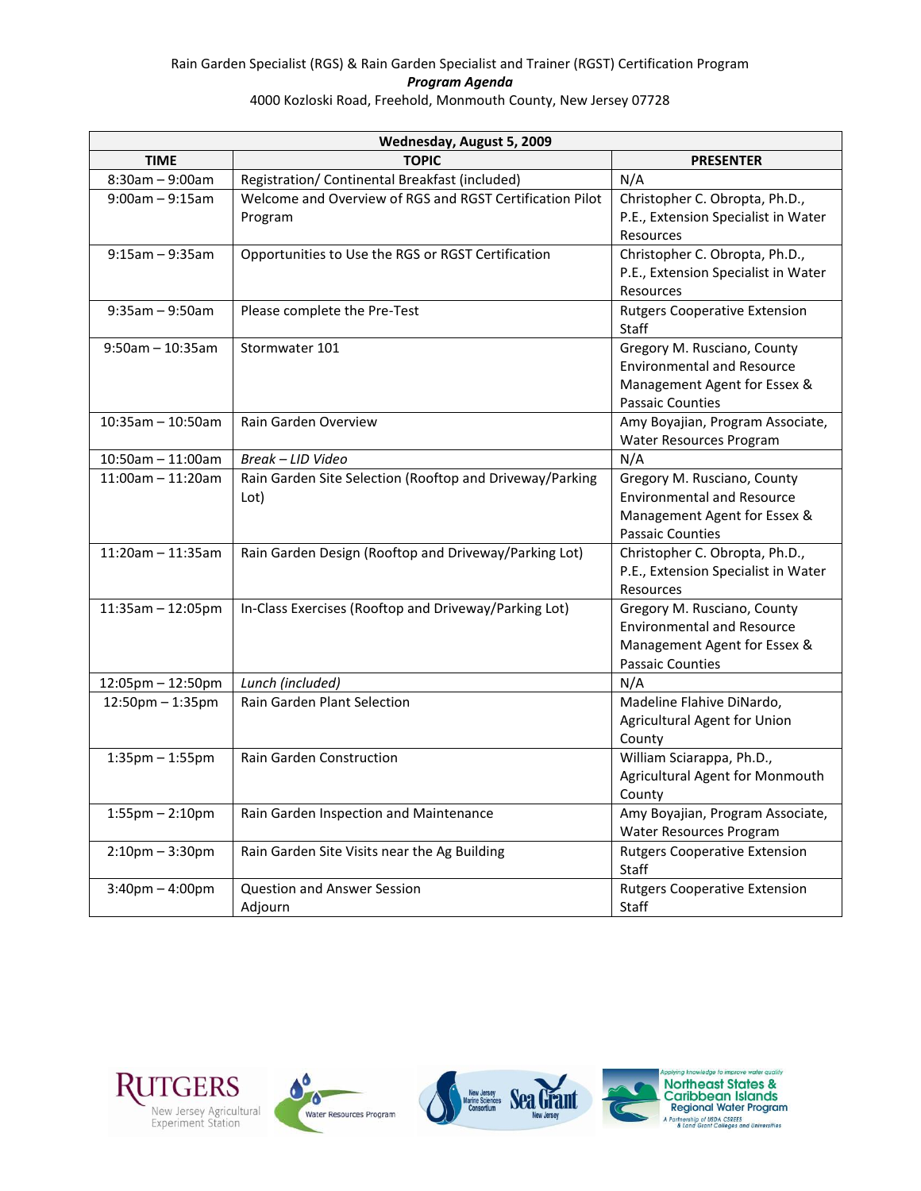Rain Garden Specialist (RGS) & Rain Garden Specialist and Trainer (RGST) Certification Program

***Program Agenda***

4000 Kozloski Road, Freehold, Monmouth County, New Jersey 07728

| Wednesday, August 5, 2009 | | |
|---|---|---|
| **TIME** | **TOPIC** | **PRESENTER** |
| 8:30am – 9:00am | Registration/ Continental Breakfast (included) | N/A |
| 9:00am – 9:15am | Welcome and Overview of RGS and RGST Certification Pilot Program | Christopher C. Obropta, Ph.D., P.E., Extension Specialist in Water Resources |
| 9:15am – 9:35am | Opportunities to Use the RGS or RGST Certification | Christopher C. Obropta, Ph.D., P.E., Extension Specialist in Water Resources |
| 9:35am – 9:50am | Please complete the Pre-Test | Rutgers Cooperative Extension Staff |
| 9:50am – 10:35am | Stormwater 101 | Gregory M. Rusciano, County Environmental and Resource Management Agent for Essex & Passaic Counties |
| 10:35am – 10:50am | Rain Garden Overview | Amy Boyajian, Program Associate, Water Resources Program |
| 10:50am – 11:00am | *Break – LID Video* | N/A |
| 11:00am – 11:20am | Rain Garden Site Selection (Rooftop and Driveway/Parking Lot) | Gregory M. Rusciano, County Environmental and Resource Management Agent for Essex & Passaic Counties |
| 11:20am – 11:35am | Rain Garden Design (Rooftop and Driveway/Parking Lot) | Christopher C. Obropta, Ph.D., P.E., Extension Specialist in Water Resources |
| 11:35am – 12:05pm | In-Class Exercises (Rooftop and Driveway/Parking Lot) | Gregory M. Rusciano, County Environmental and Resource Management Agent for Essex & Passaic Counties |
| 12:05pm – 12:50pm | *Lunch (included)* | N/A |
| 12:50pm – 1:35pm | Rain Garden Plant Selection | Madeline Flahive DiNardo, Agricultural Agent for Union County |
| 1:35pm – 1:55pm | Rain Garden Construction | William Sciarappa, Ph.D., Agricultural Agent for Monmouth County |
| 1:55pm – 2:10pm | Rain Garden Inspection and Maintenance | Amy Boyajian, Program Associate, Water Resources Program |
| 2:10pm – 3:30pm | Rain Garden Site Visits near the Ag Building | Rutgers Cooperative Extension Staff |
| 3:40pm – 4:00pm | Question and Answer Session<br>Adjourn | Rutgers Cooperative Extension Staff |

RUTGERS New Jersey Agricultural Experiment Station | Water Resources Program | New Jersey Marine Sciences Consortium Sea Grant New Jersey | Applying knowledge to improve water quality Northeast States & Caribbean Islands Regional Water Program A Partnership of USDA CSREES & Land Grant Colleges and Universities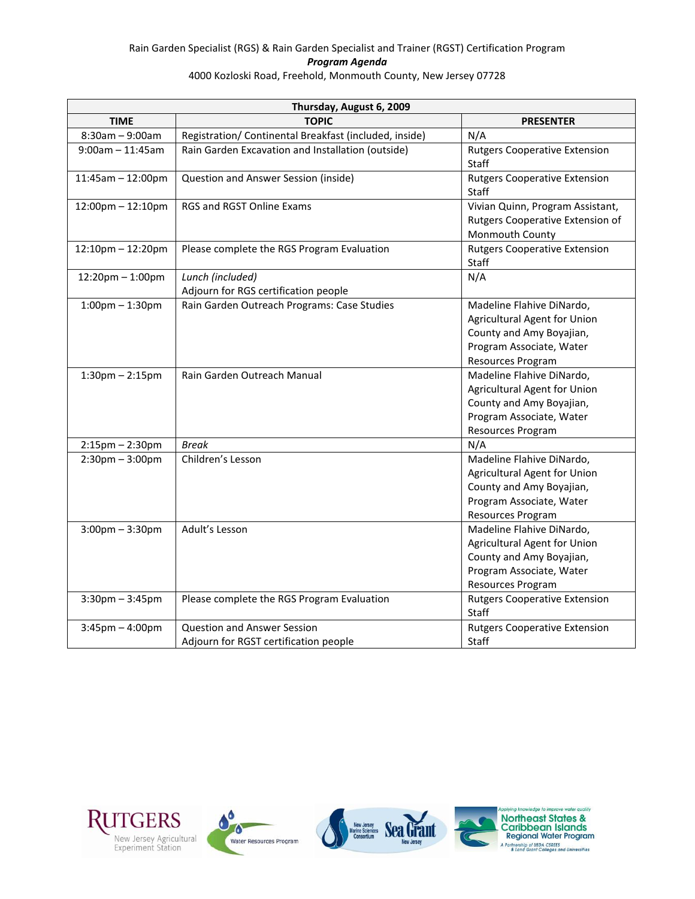Rain Garden Specialist (RGS) & Rain Garden Specialist and Trainer (RGST) Certification Program

***Program Agenda***

4000 Kozloski Road, Freehold, Monmouth County, New Jersey 07728

| Thursday, August 6, 2009 | | |
|---|---|---|
| **TIME** | **TOPIC** | **PRESENTER** |
| 8:30am – 9:00am | Registration/ Continental Breakfast (included, inside) | N/A |
| 9:00am – 11:45am | Rain Garden Excavation and Installation (outside) | Rutgers Cooperative Extension Staff |
| 11:45am – 12:00pm | Question and Answer Session (inside) | Rutgers Cooperative Extension Staff |
| 12:00pm – 12:10pm | RGS and RGST Online Exams | Vivian Quinn, Program Assistant, Rutgers Cooperative Extension of Monmouth County |
| 12:10pm – 12:20pm | Please complete the RGS Program Evaluation | Rutgers Cooperative Extension Staff |
| 12:20pm – 1:00pm | *Lunch (included)* Adjourn for RGS certification people | N/A |
| 1:00pm – 1:30pm | Rain Garden Outreach Programs: Case Studies | Madeline Flahive DiNardo, Agricultural Agent for Union County and Amy Boyajian, Program Associate, Water Resources Program |
| 1:30pm – 2:15pm | Rain Garden Outreach Manual | Madeline Flahive DiNardo, Agricultural Agent for Union County and Amy Boyajian, Program Associate, Water Resources Program |
| 2:15pm – 2:30pm | *Break* | N/A |
| 2:30pm – 3:00pm | Children's Lesson | Madeline Flahive DiNardo, Agricultural Agent for Union County and Amy Boyajian, Program Associate, Water Resources Program |
| 3:00pm – 3:30pm | Adult's Lesson | Madeline Flahive DiNardo, Agricultural Agent for Union County and Amy Boyajian, Program Associate, Water Resources Program |
| 3:30pm – 3:45pm | Please complete the RGS Program Evaluation | Rutgers Cooperative Extension Staff |
| 3:45pm – 4:00pm | Question and Answer Session Adjourn for RGST certification people | Rutgers Cooperative Extension Staff |

RUTGERS New Jersey Agricultural Experiment Station

Water Resources Program

New Jersey Marine Sciences Consortium Sea Grant New Jersey

Applying knowledge to improve water quality Northeast States & Caribbean Islands Regional Water Program A Partnership of USDA CSREES & Land Grant Colleges and Universities